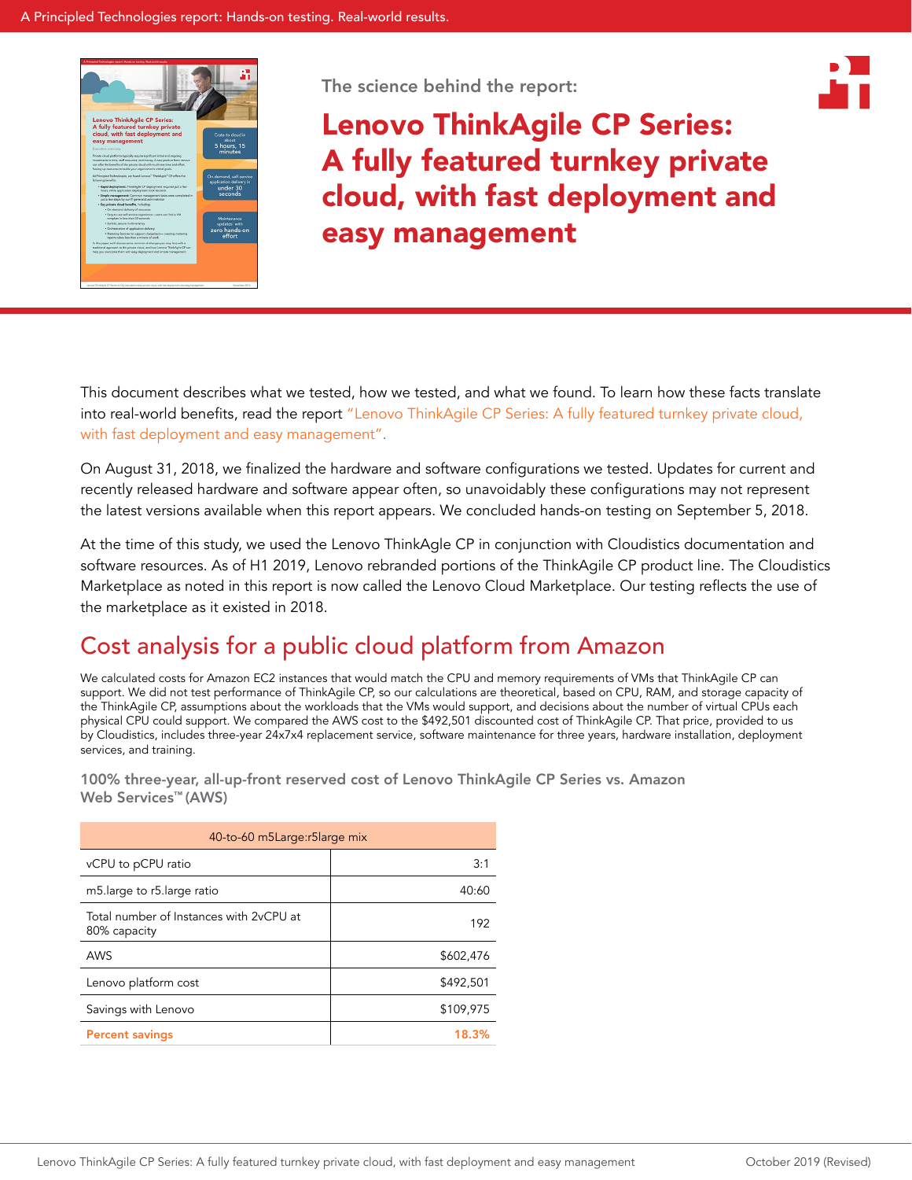The science behind the report:

# Lenovo ThinkAgile CP Series: A fully featured turnkey private cloud, with fast deployment and easy management

This document describes what we tested, how we tested, and what we found. To learn how these facts translate into real-world benefits, read the report "Lenovo ThinkAgile CP Series: A fully featured turnkey private cloud, with fast deployment and easy management".

On August 31, 2018, we finalized the hardware and software configurations we tested. Updates for current and recently released hardware and software appear often, so unavoidably these configurations may not represent the latest versions available when this report appears. We concluded hands-on testing on September 5, 2018.

At the time of this study, we used the Lenovo ThinkAgle CP in conjunction with Cloudistics documentation and software resources. As of H1 2019, Lenovo rebranded portions of the ThinkAgile CP product line. The Cloudistics Marketplace as noted in this report is now called the Lenovo Cloud Marketplace. Our testing reflects the use of the marketplace as it existed in 2018.

## Cost analysis for a public cloud platform from Amazon

We calculated costs for Amazon EC2 instances that would match the CPU and memory requirements of VMs that ThinkAgile CP can support. We did not test performance of ThinkAgile CP, so our calculations are theoretical, based on CPU, RAM, and storage capacity of the ThinkAgile CP, assumptions about the workloads that the VMs would support, and decisions about the number of virtual CPUs each physical CPU could support. We compared the AWS cost to the $492,501 discounted cost of ThinkAgile CP. That price, provided to us by Cloudistics, includes three-year 24x7x4 replacement service, software maintenance for three years, hardware installation, deployment services, and training.

**100% three-year, all-up-front reserved cost of Lenovo ThinkAgile CP Series vs. Amazon Web Services™ (AWS)**

| 40-to-60 m5Large:r5large mix | |
|---|---|
| vCPU to pCPU ratio | 3:1 |
| m5.large to r5.large ratio | 40:60 |
| Total number of Instances with 2vCPU at 80% capacity | 192 |
| AWS | $602,476 |
| Lenovo platform cost | $492,501 |
| Savings with Lenovo | $109,975 |
| **Percent savings** | **18.3%** |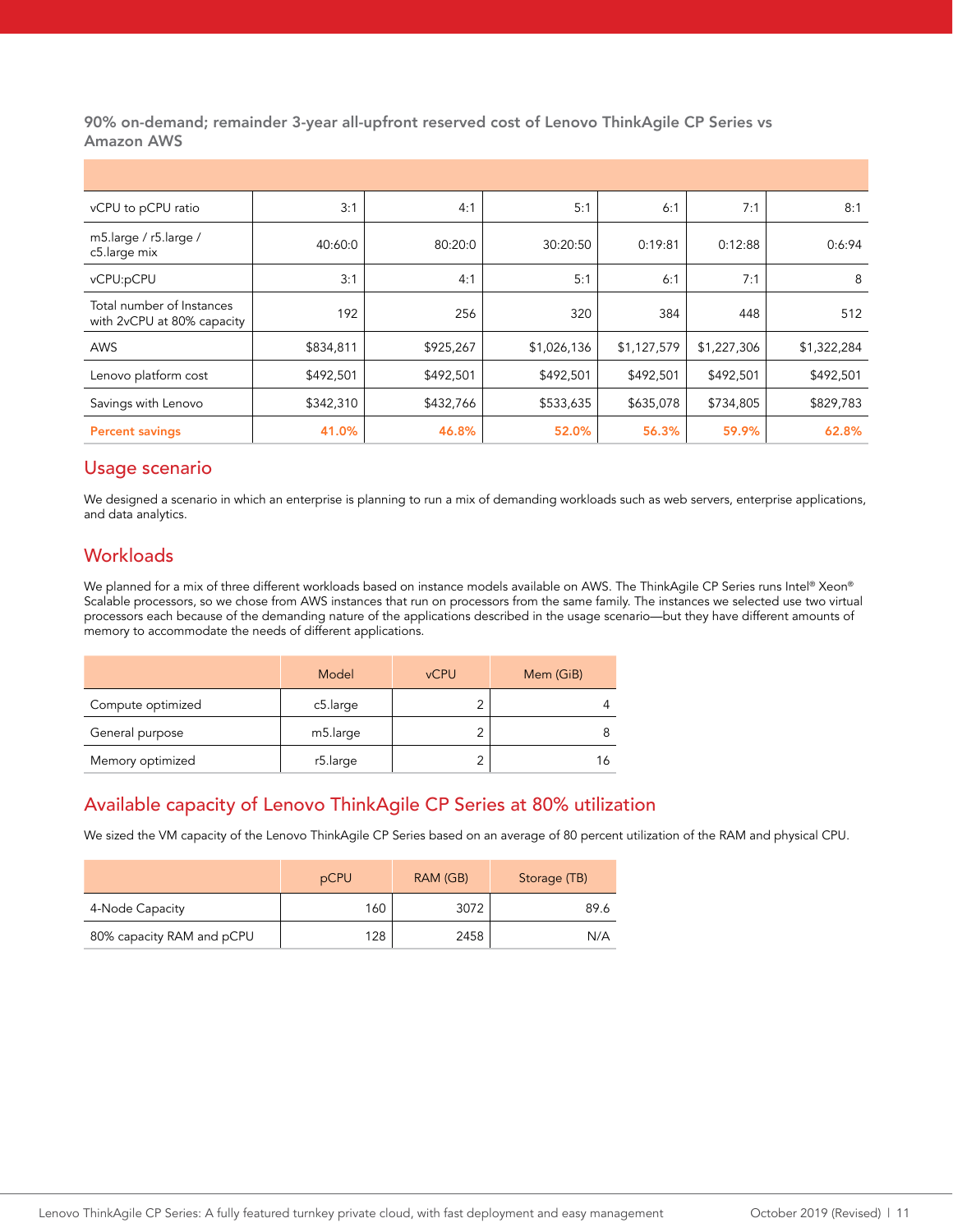**90% on-demand; remainder 3-year all-upfront reserved cost of Lenovo ThinkAgile CP Series vs Amazon AWS**

| | | | | | | |
|---|---|---|---|---|---|---|
| vCPU to pCPU ratio | 3:1 | 4:1 | 5:1 | 6:1 | 7:1 | 8:1 |
| m5.large / r5.large / c5.large mix | 40:60:0 | 80:20:0 | 30:20:50 | 0:19:81 | 0:12:88 | 0:6:94 |
| vCPU:pCPU | 3:1 | 4:1 | 5:1 | 6:1 | 7:1 | 8 |
| Total number of Instances with 2vCPU at 80% capacity | 192 | 256 | 320 | 384 | 448 | 512 |
| AWS | $834,811 | $925,267 | $1,026,136 | $1,127,579 | $1,227,306 | $1,322,284 |
| Lenovo platform cost | $492,501 | $492,501 | $492,501 | $492,501 | $492,501 | $492,501 |
| Savings with Lenovo | $342,310 | $432,766 | $533,635 | $635,078 | $734,805 | $829,783 |
| **Percent savings** | **41.0%** | **46.8%** | **52.0%** | **56.3%** | **59.9%** | **62.8%** |

## Usage scenario

We designed a scenario in which an enterprise is planning to run a mix of demanding workloads such as web servers, enterprise applications, and data analytics.

## Workloads

We planned for a mix of three different workloads based on instance models available on AWS. The ThinkAgile CP Series runs Intel® Xeon® Scalable processors, so we chose from AWS instances that run on processors from the same family. The instances we selected use two virtual processors each because of the demanding nature of the applications described in the usage scenario—but they have different amounts of memory to accommodate the needs of different applications.

| | Model | vCPU | Mem (GiB) |
|---|---|---|---|
| Compute optimized | c5.large | 2 | 4 |
| General purpose | m5.large | 2 | 8 |
| Memory optimized | r5.large | 2 | 16 |

## Available capacity of Lenovo ThinkAgile CP Series at 80% utilization

We sized the VM capacity of the Lenovo ThinkAgile CP Series based on an average of 80 percent utilization of the RAM and physical CPU.

| | pCPU | RAM (GB) | Storage (TB) |
|---|---|---|---|
| 4-Node Capacity | 160 | 3072 | 89.6 |
| 80% capacity RAM and pCPU | 128 | 2458 | N/A |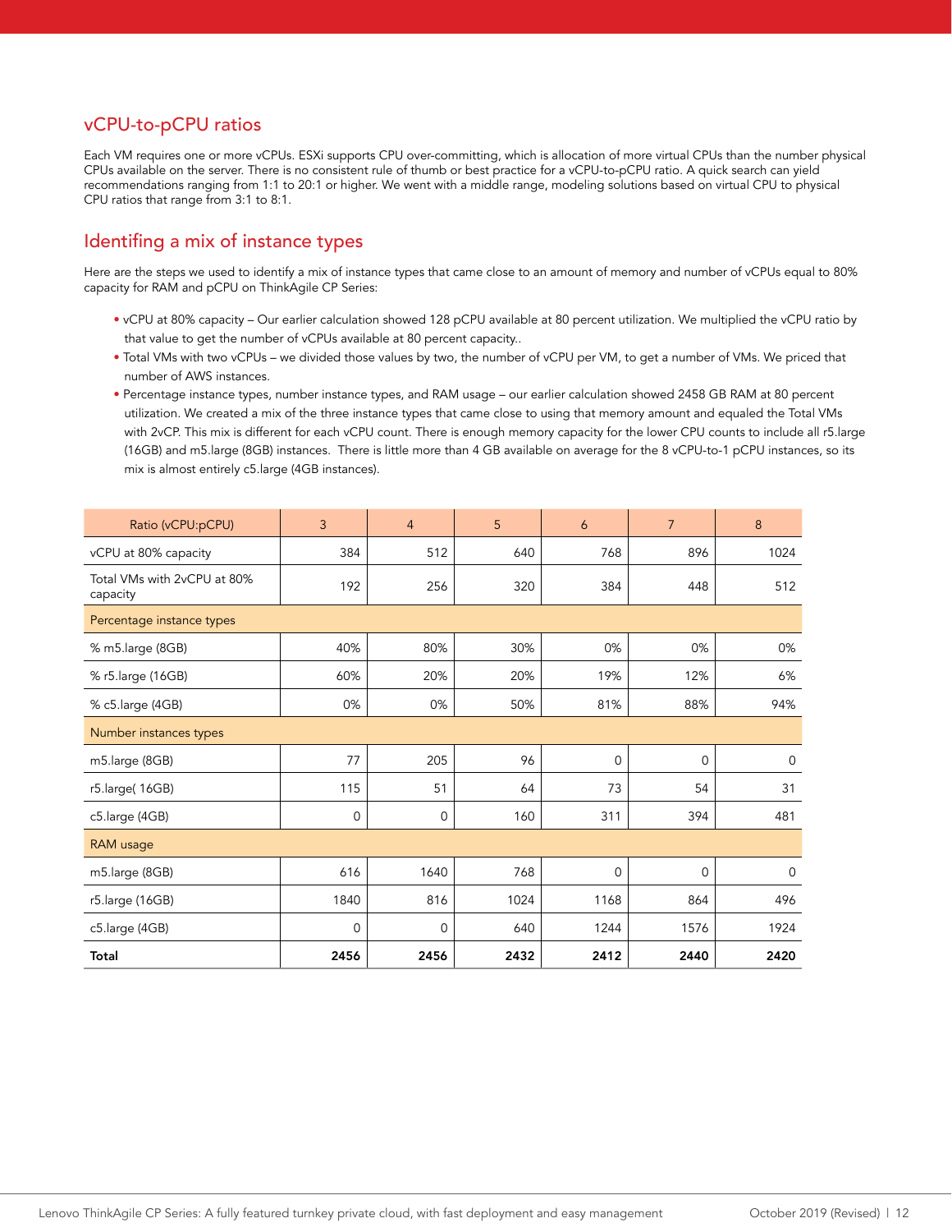## vCPU-to-pCPU ratios

Each VM requires one or more vCPUs. ESXi supports CPU over-committing, which is allocation of more virtual CPUs than the number physical CPUs available on the server. There is no consistent rule of thumb or best practice for a vCPU-to-pCPU ratio. A quick search can yield recommendations ranging from 1:1 to 20:1 or higher. We went with a middle range, modeling solutions based on virtual CPU to physical CPU ratios that range from 3:1 to 8:1.

## Identifing a mix of instance types

Here are the steps we used to identify a mix of instance types that came close to an amount of memory and number of vCPUs equal to 80% capacity for RAM and pCPU on ThinkAgile CP Series:

- vCPU at 80% capacity – Our earlier calculation showed 128 pCPU available at 80 percent utilization. We multiplied the vCPU ratio by that value to get the number of vCPUs available at 80 percent capacity..
- Total VMs with two vCPUs – we divided those values by two, the number of vCPU per VM, to get a number of VMs. We priced that number of AWS instances.
- Percentage instance types, number instance types, and RAM usage – our earlier calculation showed 2458 GB RAM at 80 percent utilization. We created a mix of the three instance types that came close to using that memory amount and equaled the Total VMs with 2vCP. This mix is different for each vCPU count. There is enough memory capacity for the lower CPU counts to include all r5.large (16GB) and m5.large (8GB) instances. There is little more than 4 GB available on average for the 8 vCPU-to-1 pCPU instances, so its mix is almost entirely c5.large (4GB instances).

| Ratio (vCPU:pCPU) | 3 | 4 | 5 | 6 | 7 | 8 |
|---|---|---|---|---|---|---|
| vCPU at 80% capacity | 384 | 512 | 640 | 768 | 896 | 1024 |
| Total VMs with 2vCPU at 80% capacity | 192 | 256 | 320 | 384 | 448 | 512 |
| Percentage instance types | | | | | | |
| % m5.large (8GB) | 40% | 80% | 30% | 0% | 0% | 0% |
| % r5.large (16GB) | 60% | 20% | 20% | 19% | 12% | 6% |
| % c5.large (4GB) | 0% | 0% | 50% | 81% | 88% | 94% |
| Number instances types | | | | | | |
| m5.large (8GB) | 77 | 205 | 96 | 0 | 0 | 0 |
| r5.large( 16GB) | 115 | 51 | 64 | 73 | 54 | 31 |
| c5.large (4GB) | 0 | 0 | 160 | 311 | 394 | 481 |
| RAM usage | | | | | | |
| m5.large (8GB) | 616 | 1640 | 768 | 0 | 0 | 0 |
| r5.large (16GB) | 1840 | 816 | 1024 | 1168 | 864 | 496 |
| c5.large (4GB) | 0 | 0 | 640 | 1244 | 1576 | 1924 |
| **Total** | **2456** | **2456** | **2432** | **2412** | **2440** | **2420** |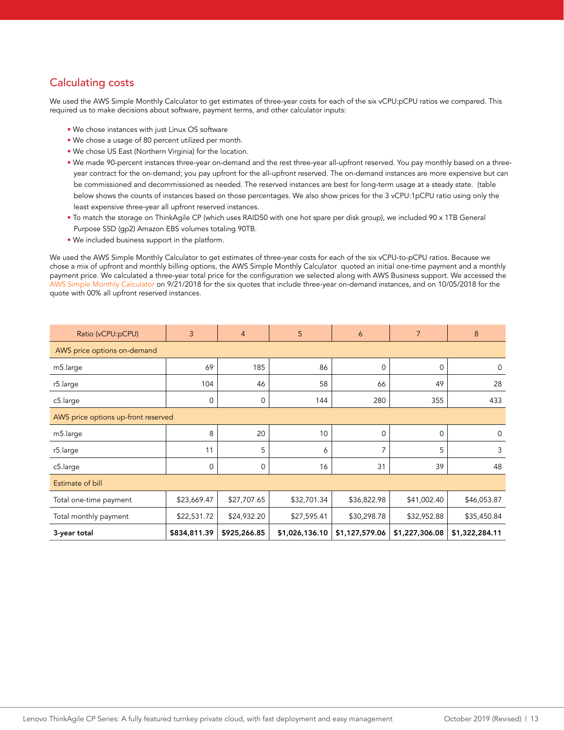## Calculating costs

We used the AWS Simple Monthly Calculator to get estimates of three-year costs for each of the six vCPU:pCPU ratios we compared. This required us to make decisions about software, payment terms, and other calculator inputs:

- We chose instances with just Linux OS software
- We chose a usage of 80 percent utilized per month.
- We chose US East (Northern Virginia) for the location.
- We made 90-percent instances three-year on-demand and the rest three-year all-upfront reserved. You pay monthly based on a three-year contract for the on-demand; you pay upfront for the all-upfront reserved. The on-demand instances are more expensive but can be commissioned and decommissioned as needed. The reserved instances are best for long-term usage at a steady state. (table below shows the counts of instances based on those percentages. We also show prices for the 3 vCPU:1pCPU ratio using only the least expensive three-year all upfront reserved instances.
- To match the storage on ThinkAgile CP (which uses RAID50 with one hot spare per disk group), we included 90 x 1TB General Purpose SSD (gp2) Amazon EBS volumes totaling 90TB.
- We included business support in the platform.

We used the AWS Simple Monthly Calculator to get estimates of three-year costs for each of the six vCPU-to-pCPU ratios. Because we chose a mix of upfront and monthly billing options, the AWS Simple Monthly Calculator quoted an initial one-time payment and a monthly payment price. We calculated a three-year total price for the configuration we selected along with AWS Business support. We accessed the AWS Simple Monthly Calculator on 9/21/2018 for the six quotes that include three-year on-demand instances, and on 10/05/2018 for the quote with 00% all upfront reserved instances.

| Ratio (vCPU:pCPU) | 3 | 4 | 5 | 6 | 7 | 8 |
|---|---|---|---|---|---|---|
| AWS price options on-demand | | | | | | |
| m5.large | 69 | 185 | 86 | 0 | 0 | 0 |
| r5.large | 104 | 46 | 58 | 66 | 49 | 28 |
| c5.large | 0 | 0 | 144 | 280 | 355 | 433 |
| AWS price options up-front reserved | | | | | | |
| m5.large | 8 | 20 | 10 | 0 | 0 | 0 |
| r5.large | 11 | 5 | 6 | 7 | 5 | 3 |
| c5.large | 0 | 0 | 16 | 31 | 39 | 48 |
| Estimate of bill | | | | | | |
| Total one-time payment | $23,669.47 | $27,707.65 | $32,701.34 | $36,822.98 | $41,002.40 | $46,053.87 |
| Total monthly payment | $22,531.72 | $24,932.20 | $27,595.41 | $30,298.78 | $32,952.88 | $35,450.84 |
| **3-year total** | **$834,811.39** | **$925,266.85** | **$1,026,136.10** | **$1,127,579.06** | **$1,227,306.08** | **$1,322,284.11** |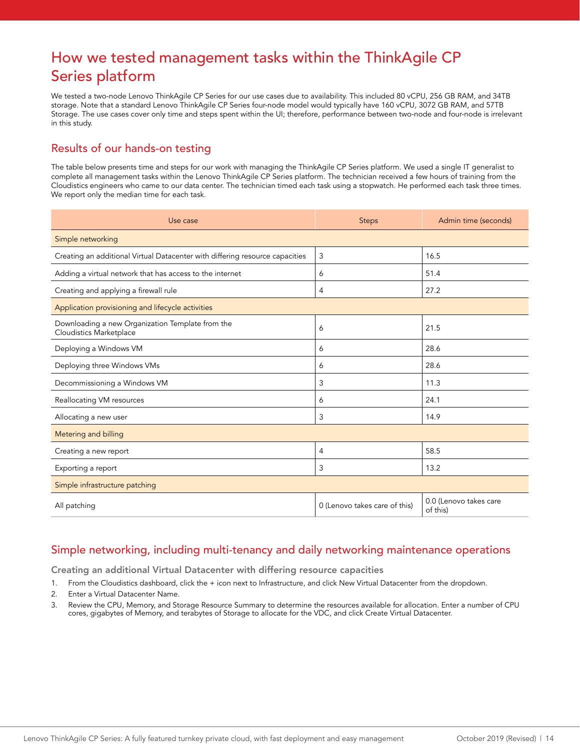# How we tested management tasks within the ThinkAgile CP Series platform

We tested a two-node Lenovo ThinkAgile CP Series for our use cases due to availability. This included 80 vCPU, 256 GB RAM, and 34TB storage. Note that a standard Lenovo ThinkAgile CP Series four-node model would typically have 160 vCPU, 3072 GB RAM, and 57TB Storage. The use cases cover only time and steps spent within the UI; therefore, performance between two-node and four-node is irrelevant in this study.

## Results of our hands-on testing

The table below presents time and steps for our work with managing the ThinkAgile CP Series platform. We used a single IT generalist to complete all management tasks within the Lenovo ThinkAgile CP Series platform. The technician received a few hours of training from the Cloudistics engineers who came to our data center. The technician timed each task using a stopwatch. He performed each task three times. We report only the median time for each task.

| Use case | Steps | Admin time (seconds) |
|---|---|---|
| Simple networking | | |
| Creating an additional Virtual Datacenter with differing resource capacities | 3 | 16.5 |
| Adding a virtual network that has access to the internet | 6 | 51.4 |
| Creating and applying a firewall rule | 4 | 27.2 |
| Application provisioning and lifecycle activities | | |
| Downloading a new Organization Template from the Cloudistics Marketplace | 6 | 21.5 |
| Deploying a Windows VM | 6 | 28.6 |
| Deploying three Windows VMs | 6 | 28.6 |
| Decommissioning a Windows VM | 3 | 11.3 |
| Reallocating VM resources | 6 | 24.1 |
| Allocating a new user | 3 | 14.9 |
| Metering and billing | | |
| Creating a new report | 4 | 58.5 |
| Exporting a report | 3 | 13.2 |
| Simple infrastructure patching | | |
| All patching | 0 (Lenovo takes care of this) | 0.0 (Lenovo takes care of this) |

## Simple networking, including multi-tenancy and daily networking maintenance operations

### Creating an additional Virtual Datacenter with differing resource capacities

1. From the Cloudistics dashboard, click the + icon next to Infrastructure, and click New Virtual Datacenter from the dropdown.
2. Enter a Virtual Datacenter Name.
3. Review the CPU, Memory, and Storage Resource Summary to determine the resources available for allocation. Enter a number of CPU cores, gigabytes of Memory, and terabytes of Storage to allocate for the VDC, and click Create Virtual Datacenter.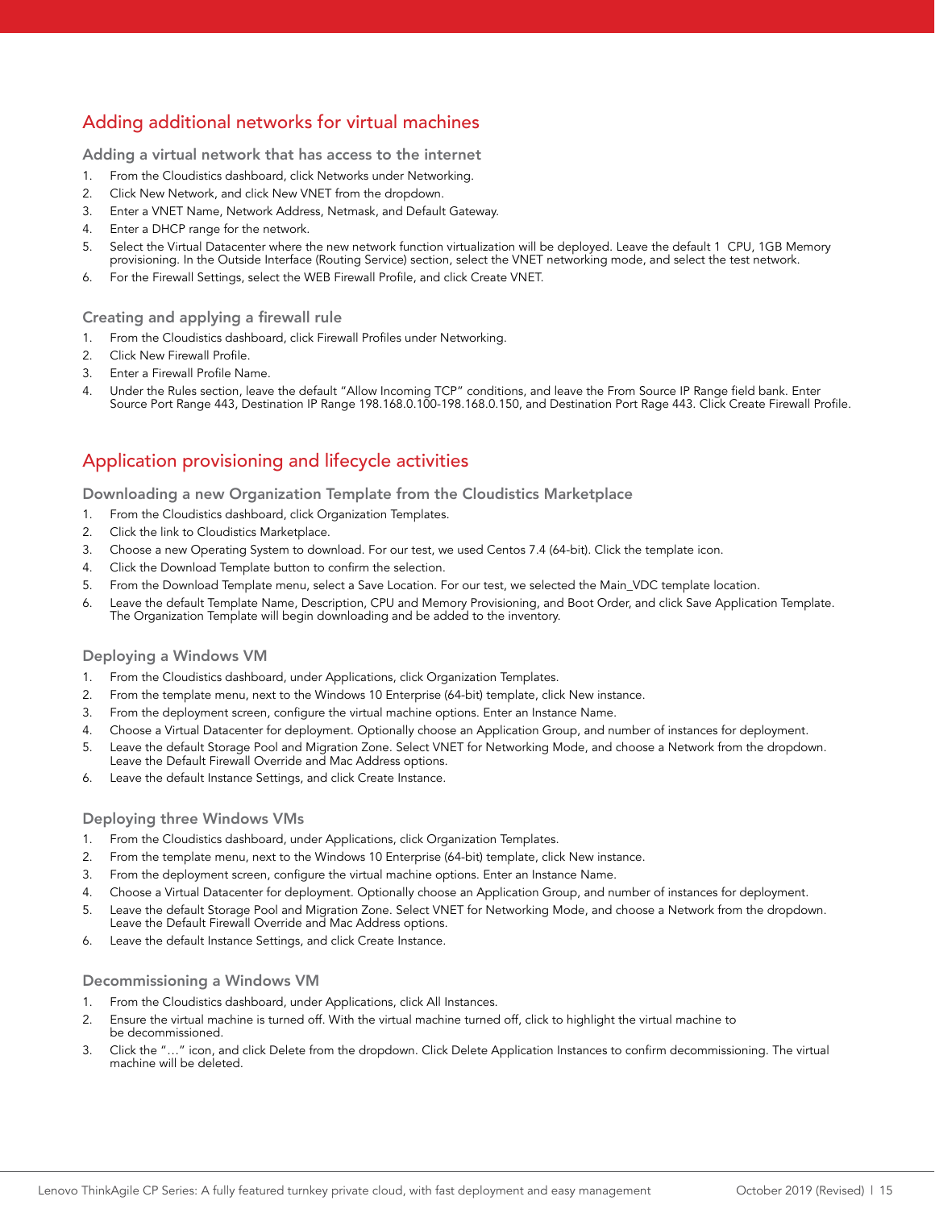## Adding additional networks for virtual machines

### Adding a virtual network that has access to the internet

1. From the Cloudistics dashboard, click Networks under Networking.
2. Click New Network, and click New VNET from the dropdown.
3. Enter a VNET Name, Network Address, Netmask, and Default Gateway.
4. Enter a DHCP range for the network.
5. Select the Virtual Datacenter where the new network function virtualization will be deployed. Leave the default 1 CPU, 1GB Memory provisioning. In the Outside Interface (Routing Service) section, select the VNET networking mode, and select the test network.
6. For the Firewall Settings, select the WEB Firewall Profile, and click Create VNET.

### Creating and applying a firewall rule

1. From the Cloudistics dashboard, click Firewall Profiles under Networking.
2. Click New Firewall Profile.
3. Enter a Firewall Profile Name.
4. Under the Rules section, leave the default "Allow Incoming TCP" conditions, and leave the From Source IP Range field bank. Enter Source Port Range 443, Destination IP Range 198.168.0.100-198.168.0.150, and Destination Port Rage 443. Click Create Firewall Profile.

## Application provisioning and lifecycle activities

### Downloading a new Organization Template from the Cloudistics Marketplace

1. From the Cloudistics dashboard, click Organization Templates.
2. Click the link to Cloudistics Marketplace.
3. Choose a new Operating System to download. For our test, we used Centos 7.4 (64-bit). Click the template icon.
4. Click the Download Template button to confirm the selection.
5. From the Download Template menu, select a Save Location. For our test, we selected the Main_VDC template location.
6. Leave the default Template Name, Description, CPU and Memory Provisioning, and Boot Order, and click Save Application Template. The Organization Template will begin downloading and be added to the inventory.

### Deploying a Windows VM

1. From the Cloudistics dashboard, under Applications, click Organization Templates.
2. From the template menu, next to the Windows 10 Enterprise (64-bit) template, click New instance.
3. From the deployment screen, configure the virtual machine options. Enter an Instance Name.
4. Choose a Virtual Datacenter for deployment. Optionally choose an Application Group, and number of instances for deployment.
5. Leave the default Storage Pool and Migration Zone. Select VNET for Networking Mode, and choose a Network from the dropdown. Leave the Default Firewall Override and Mac Address options.
6. Leave the default Instance Settings, and click Create Instance.

### Deploying three Windows VMs

1. From the Cloudistics dashboard, under Applications, click Organization Templates.
2. From the template menu, next to the Windows 10 Enterprise (64-bit) template, click New instance.
3. From the deployment screen, configure the virtual machine options. Enter an Instance Name.
4. Choose a Virtual Datacenter for deployment. Optionally choose an Application Group, and number of instances for deployment.
5. Leave the default Storage Pool and Migration Zone. Select VNET for Networking Mode, and choose a Network from the dropdown. Leave the Default Firewall Override and Mac Address options.
6. Leave the default Instance Settings, and click Create Instance.

### Decommissioning a Windows VM

1. From the Cloudistics dashboard, under Applications, click All Instances.
2. Ensure the virtual machine is turned off. With the virtual machine turned off, click to highlight the virtual machine to be decommissioned.
3. Click the "…" icon, and click Delete from the dropdown. Click Delete Application Instances to confirm decommissioning. The virtual machine will be deleted.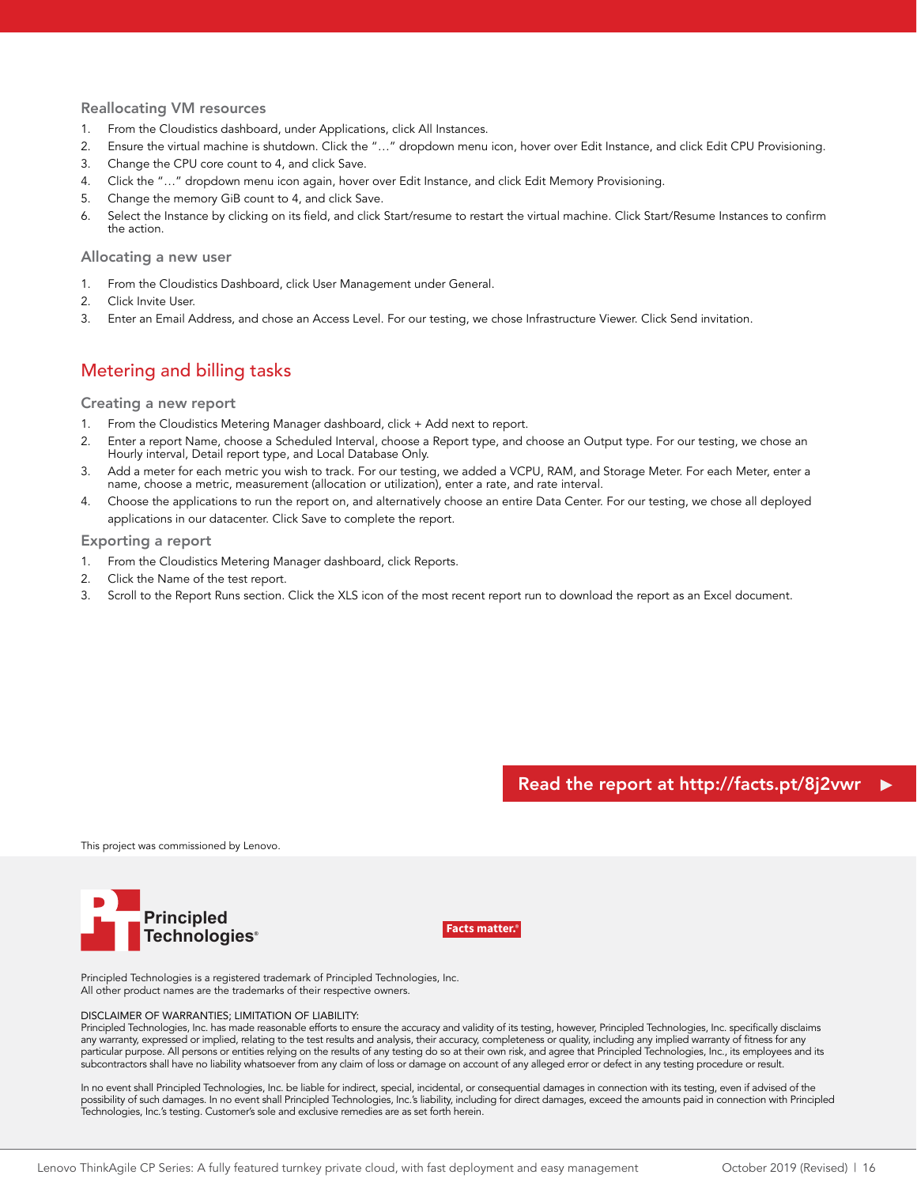### Reallocating VM resources

1. From the Cloudistics dashboard, under Applications, click All Instances.
2. Ensure the virtual machine is shutdown. Click the "…" dropdown menu icon, hover over Edit Instance, and click Edit CPU Provisioning.
3. Change the CPU core count to 4, and click Save.
4. Click the "…" dropdown menu icon again, hover over Edit Instance, and click Edit Memory Provisioning.
5. Change the memory GiB count to 4, and click Save.
6. Select the Instance by clicking on its field, and click Start/resume to restart the virtual machine. Click Start/Resume Instances to confirm the action.

### Allocating a new user

1. From the Cloudistics Dashboard, click User Management under General.
2. Click Invite User.
3. Enter an Email Address, and chose an Access Level. For our testing, we chose Infrastructure Viewer. Click Send invitation.

## Metering and billing tasks

### Creating a new report

1. From the Cloudistics Metering Manager dashboard, click + Add next to report.
2. Enter a report Name, choose a Scheduled Interval, choose a Report type, and choose an Output type. For our testing, we chose an Hourly interval, Detail report type, and Local Database Only.
3. Add a meter for each metric you wish to track. For our testing, we added a VCPU, RAM, and Storage Meter. For each Meter, enter a name, choose a metric, measurement (allocation or utilization), enter a rate, and rate interval.
4. Choose the applications to run the report on, and alternatively choose an entire Data Center. For our testing, we chose all deployed applications in our datacenter. Click Save to complete the report.

### Exporting a report

1. From the Cloudistics Metering Manager dashboard, click Reports.
2. Click the Name of the test report.
3. Scroll to the Report Runs section. Click the XLS icon of the most recent report run to download the report as an Excel document.

Read the report at http://facts.pt/8j2vwr ▶

This project was commissioned by Lenovo.

Principled Technologies®

Facts matter.®

Principled Technologies is a registered trademark of Principled Technologies, Inc.
All other product names are the trademarks of their respective owners.

DISCLAIMER OF WARRANTIES; LIMITATION OF LIABILITY:
Principled Technologies, Inc. has made reasonable efforts to ensure the accuracy and validity of its testing, however, Principled Technologies, Inc. specifically disclaims any warranty, expressed or implied, relating to the test results and analysis, their accuracy, completeness or quality, including any implied warranty of fitness for any particular purpose. All persons or entities relying on the results of any testing do so at their own risk, and agree that Principled Technologies, Inc., its employees and its subcontractors shall have no liability whatsoever from any claim of loss or damage on account of any alleged error or defect in any testing procedure or result.

In no event shall Principled Technologies, Inc. be liable for indirect, special, incidental, or consequential damages in connection with its testing, even if advised of the possibility of such damages. In no event shall Principled Technologies, Inc.'s liability, including for direct damages, exceed the amounts paid in connection with Principled Technologies, Inc.'s testing. Customer's sole and exclusive remedies are as set forth herein.